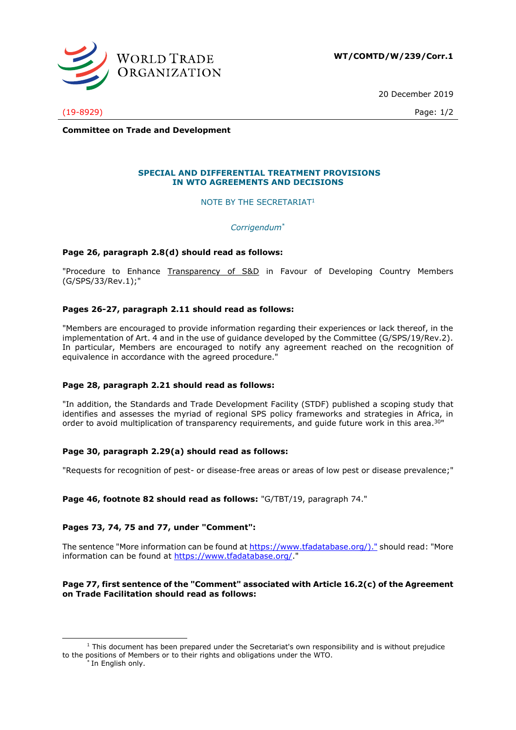WORLD TRADE ORGANIZATION

**WT/COMTD/W/239/Corr.1**

20 December 2019

(19-8929)

**Committee on Trade and Development**

**SPECIAL AND DIFFERENTIAL TREATMENT PROVISIONS IN WTO AGREEMENTS AND DECISIONS**

NOTE BY THE SECRETARIAT[1]

*Corrigendum*[*]

**Page 26, paragraph 2.8(d) should read as follows:**

"Procedure to Enhance Transparency of S&D in Favour of Developing Country Members (G/SPS/33/Rev.1);"

**Pages 26-27, paragraph 2.11 should read as follows:**

"Members are encouraged to provide information regarding their experiences or lack thereof, in the implementation of Art. 4 and in the use of guidance developed by the Committee (G/SPS/19/Rev.2). In particular, Members are encouraged to notify any agreement reached on the recognition of equivalence in accordance with the agreed procedure."

**Page 28, paragraph 2.21 should read as follows:**

"In addition, the Standards and Trade Development Facility (STDF) published a scoping study that identifies and assesses the myriad of regional SPS policy frameworks and strategies in Africa, in order to avoid multiplication of transparency requirements, and guide future work in this area.[30]"

**Page 30, paragraph 2.29(a) should read as follows:**

"Requests for recognition of pest- or disease-free areas or areas of low pest or disease prevalence;"

**Page 46, footnote 82 should read as follows:** "G/TBT/19, paragraph 74."

**Pages 73, 74, 75 and 77, under "Comment":**

The sentence "More information can be found at https://www.tfadatabase.org/)." should read: "More information can be found at https://www.tfadatabase.org/."

**Page 77, first sentence of the "Comment" associated with Article 16.2(c) of the Agreement on Trade Facilitation should read as follows:**

---

[1] This document has been prepared under the Secretariat's own responsibility and is without prejudice to the positions of Members or to their rights and obligations under the WTO.

[*] In English only.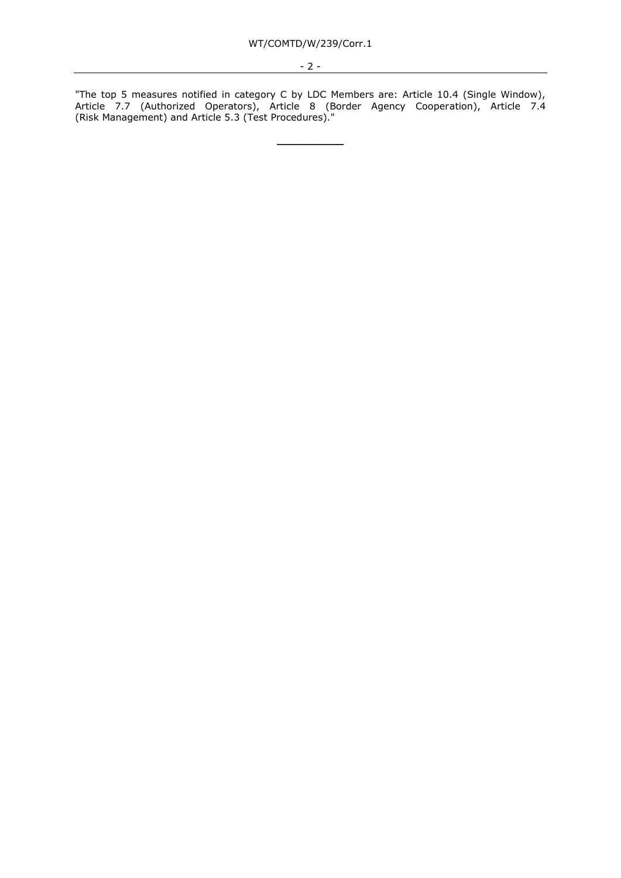"The top 5 measures notified in category C by LDC Members are: Article 10.4 (Single Window), Article 7.7 (Authorized Operators), Article 8 (Border Agency Cooperation), Article 7.4 (Risk Management) and Article 5.3 (Test Procedures)."

__________